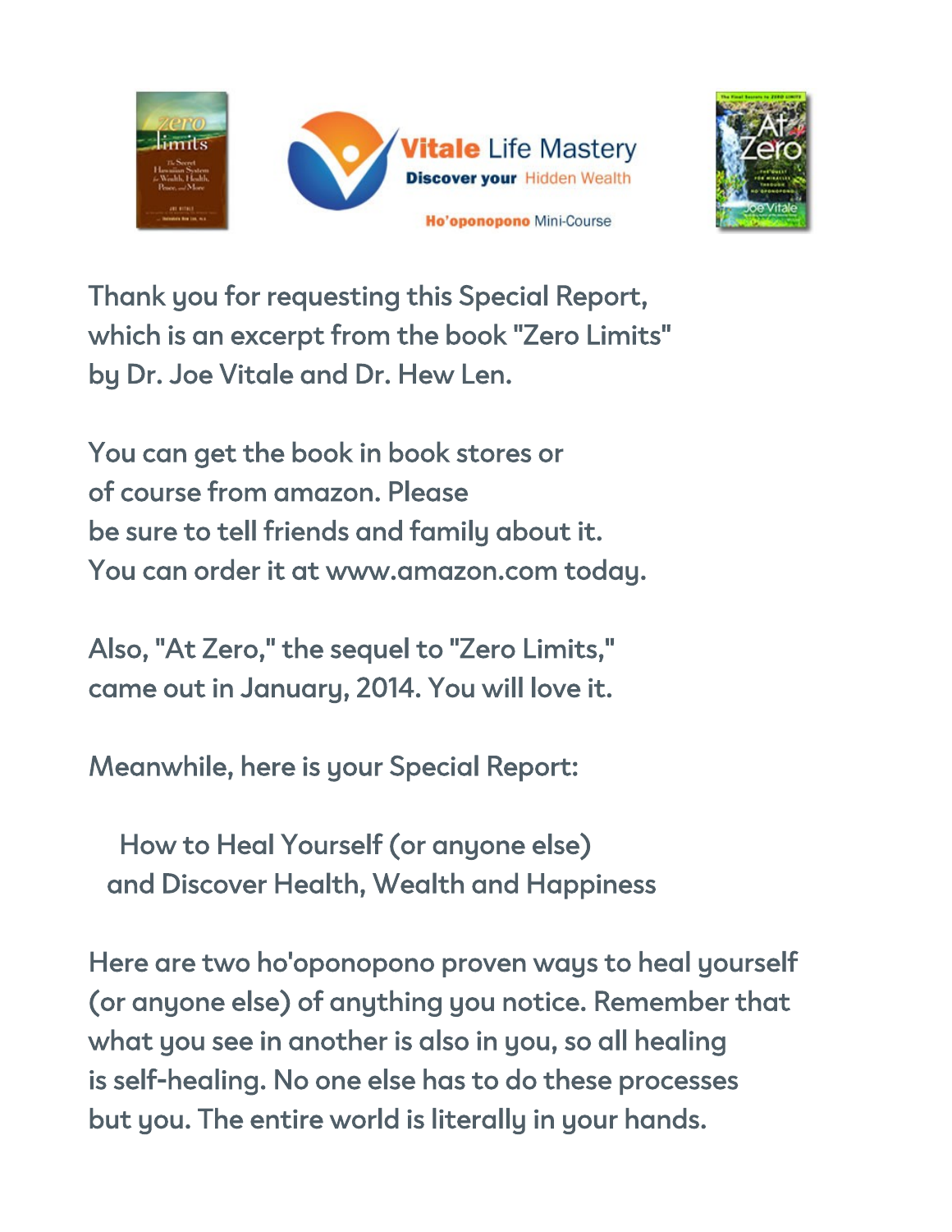Vitale Life Mastery

Discover your Hidden Wealth

Ho'oponopono Mini-Course

Thank you for requesting this Special Report, which is an excerpt from the book "Zero Limits" by Dr. Joe Vitale and Dr. Hew Len.

You can get the book in book stores or of course from amazon. Please be sure to tell friends and family about it. You can order it at www.amazon.com today.

Also, "At Zero," the sequel to "Zero Limits," came out in January, 2014. You will love it.

Meanwhile, here is your Special Report:

## How to Heal Yourself (or anyone else) and Discover Health, Wealth and Happiness

Here are two ho'oponopono proven ways to heal yourself (or anyone else) of anything you notice. Remember that what you see in another is also in you, so all healing is self-healing. No one else has to do these processes but you. The entire world is literally in your hands.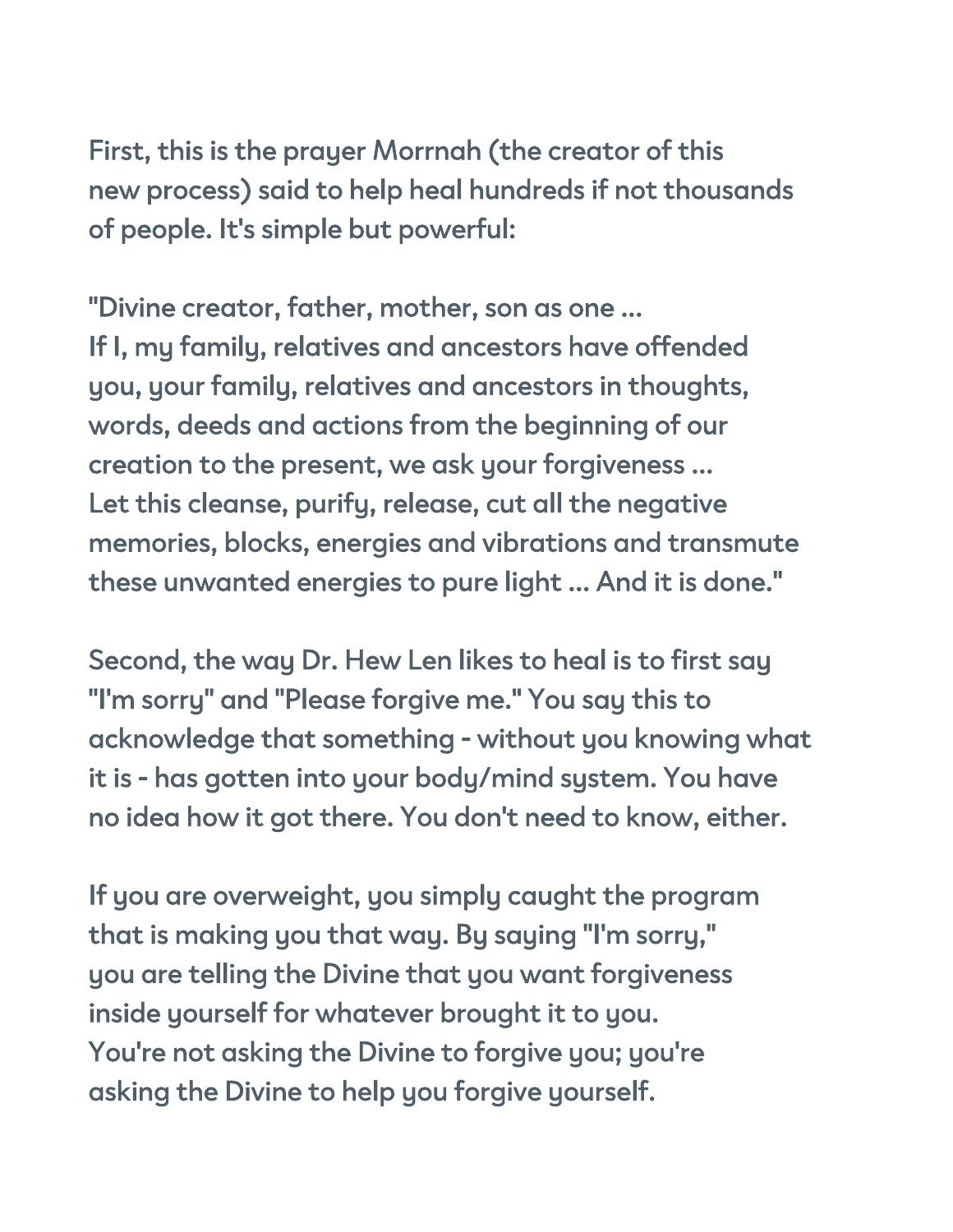First, this is the prayer Morrnah (the creator of this new process) said to help heal hundreds if not thousands of people. It's simple but powerful:

"Divine creator, father, mother, son as one ...
If I, my family, relatives and ancestors have offended you, your family, relatives and ancestors in thoughts, words, deeds and actions from the beginning of our creation to the present, we ask your forgiveness ...
Let this cleanse, purify, release, cut all the negative memories, blocks, energies and vibrations and transmute these unwanted energies to pure light ... And it is done."

Second, the way Dr. Hew Len likes to heal is to first say "I'm sorry" and "Please forgive me." You say this to acknowledge that something - without you knowing what it is - has gotten into your body/mind system. You have no idea how it got there. You don't need to know, either.

If you are overweight, you simply caught the program that is making you that way. By saying "I'm sorry," you are telling the Divine that you want forgiveness inside yourself for whatever brought it to you.
You're not asking the Divine to forgive you; you're asking the Divine to help you forgive yourself.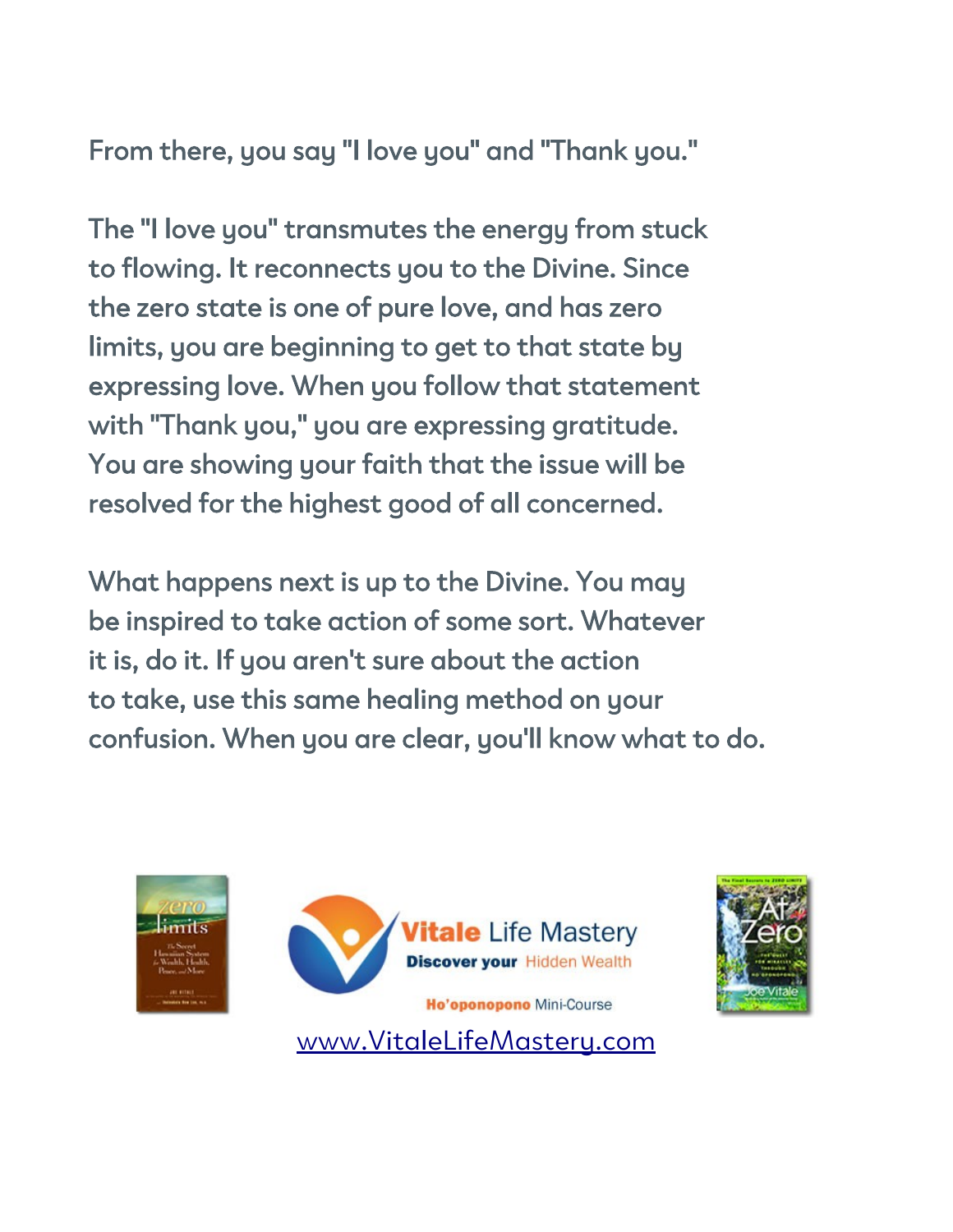From there, you say "I love you" and "Thank you."

The "I love you" transmutes the energy from stuck to flowing. It reconnects you to the Divine. Since the zero state is one of pure love, and has zero limits, you are beginning to get to that state by expressing love. When you follow that statement with "Thank you," you are expressing gratitude. You are showing your faith that the issue will be resolved for the highest good of all concerned.

What happens next is up to the Divine. You may be inspired to take action of some sort. Whatever it is, do it. If you aren't sure about the action to take, use this same healing method on your confusion. When you are clear, you'll know what to do.

Vitale Life Mastery
Discover your Hidden Wealth
Ho'oponopono Mini-Course

www.VitaleLifeMastery.com